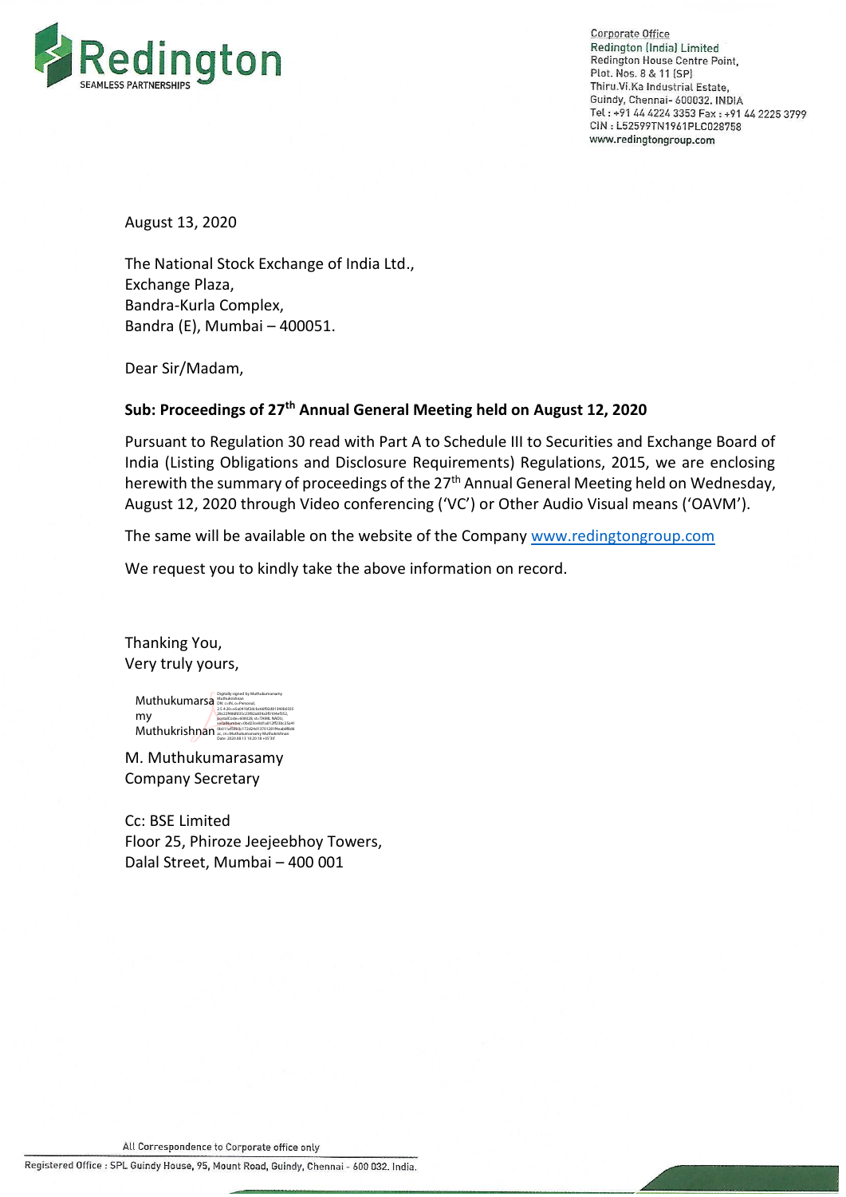Corporate Office
Redington (India) Limited
Redington House Centre Point,
Plot. Nos. 8 & 11 (SP)
Thiru.Vi.Ka Industrial Estate,
Guindy, Chennai- 600032. INDIA
Tel : +91 44 4224 3353 Fax : +91 44 2225 3799
CIN : L52599TN1961PLC028758
www.redingtongroup.com

August 13, 2020

The National Stock Exchange of India Ltd.,
Exchange Plaza,
Bandra-Kurla Complex,
Bandra (E), Mumbai – 400051.

Dear Sir/Madam,

**Sub: Proceedings of 27th Annual General Meeting held on August 12, 2020**

Pursuant to Regulation 30 read with Part A to Schedule III to Securities and Exchange Board of India (Listing Obligations and Disclosure Requirements) Regulations, 2015, we are enclosing herewith the summary of proceedings of the 27th Annual General Meeting held on Wednesday, August 12, 2020 through Video conferencing ('VC') or Other Audio Visual means ('OAVM').

The same will be available on the website of the Company www.redingtongroup.com

We request you to kindly take the above information on record.

Thanking You,
Very truly yours,

Muthukumarasamy Muthukrishnan (Digitally signed)

M. Muthukumarasamy
Company Secretary

Cc: BSE Limited
Floor 25, Phiroze Jeejeebhoy Towers,
Dalal Street, Mumbai – 400 001

All Correspondence to Corporate office only

Registered Office : SPL Guindy House, 95, Mount Road, Guindy, Chennai - 600 032. India.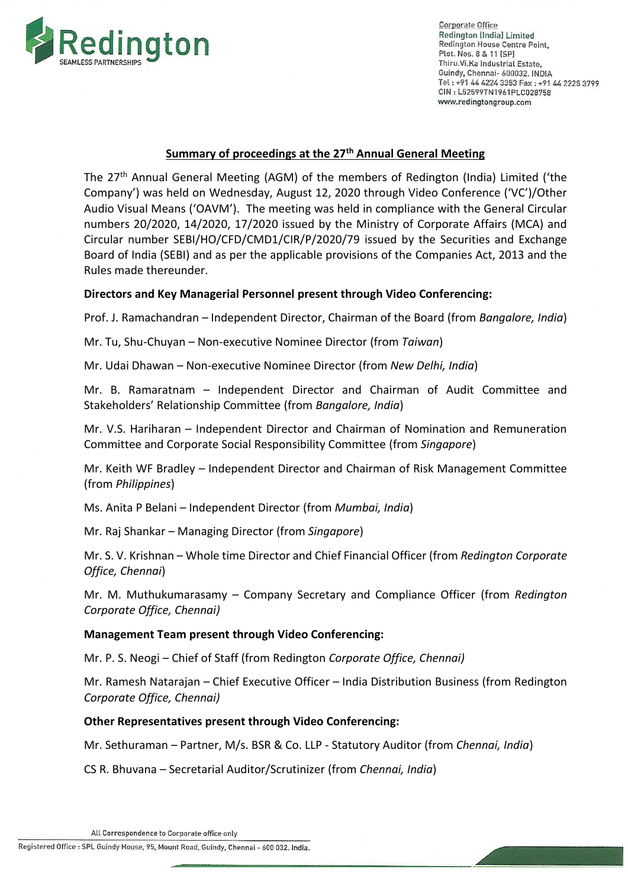## Summary of proceedings at the 27[th] Annual General Meeting

The 27[th] Annual General Meeting (AGM) of the members of Redington (India) Limited ('the Company') was held on Wednesday, August 12, 2020 through Video Conference ('VC')/Other Audio Visual Means ('OAVM'). The meeting was held in compliance with the General Circular numbers 20/2020, 14/2020, 17/2020 issued by the Ministry of Corporate Affairs (MCA) and Circular number SEBI/HO/CFD/CMD1/CIR/P/2020/79 issued by the Securities and Exchange Board of India (SEBI) and as per the applicable provisions of the Companies Act, 2013 and the Rules made thereunder.

**Directors and Key Managerial Personnel present through Video Conferencing:**

Prof. J. Ramachandran – Independent Director, Chairman of the Board (from *Bangalore, India*)

Mr. Tu, Shu-Chuyan – Non-executive Nominee Director (from *Taiwan*)

Mr. Udai Dhawan – Non-executive Nominee Director (from *New Delhi, India*)

Mr. B. Ramaratnam – Independent Director and Chairman of Audit Committee and Stakeholders' Relationship Committee (from *Bangalore, India*)

Mr. V.S. Hariharan – Independent Director and Chairman of Nomination and Remuneration Committee and Corporate Social Responsibility Committee (from *Singapore*)

Mr. Keith WF Bradley – Independent Director and Chairman of Risk Management Committee (from *Philippines*)

Ms. Anita P Belani – Independent Director (from *Mumbai, India*)

Mr. Raj Shankar – Managing Director (from *Singapore*)

Mr. S. V. Krishnan – Whole time Director and Chief Financial Officer (from *Redington Corporate Office, Chennai*)

Mr. M. Muthukumarasamy – Company Secretary and Compliance Officer (from *Redington Corporate Office, Chennai)*

**Management Team present through Video Conferencing:**

Mr. P. S. Neogi – Chief of Staff (from Redington *Corporate Office, Chennai)*

Mr. Ramesh Natarajan – Chief Executive Officer – India Distribution Business (from Redington *Corporate Office, Chennai)*

**Other Representatives present through Video Conferencing:**

Mr. Sethuraman – Partner, M/s. BSR & Co. LLP - Statutory Auditor (from *Chennai, India*)

CS R. Bhuvana – Secretarial Auditor/Scrutinizer (from *Chennai, India*)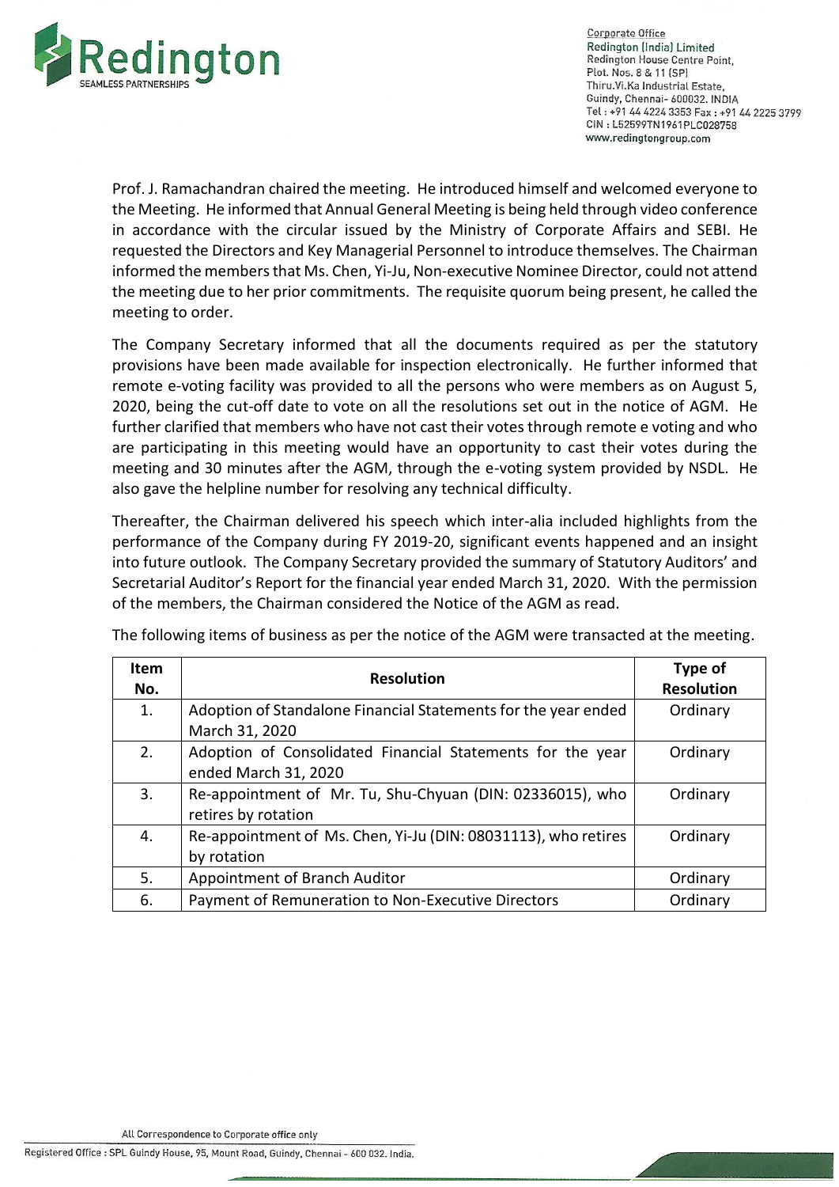Prof. J. Ramachandran chaired the meeting. He introduced himself and welcomed everyone to the Meeting. He informed that Annual General Meeting is being held through video conference in accordance with the circular issued by the Ministry of Corporate Affairs and SEBI. He requested the Directors and Key Managerial Personnel to introduce themselves. The Chairman informed the members that Ms. Chen, Yi-Ju, Non-executive Nominee Director, could not attend the meeting due to her prior commitments. The requisite quorum being present, he called the meeting to order.

The Company Secretary informed that all the documents required as per the statutory provisions have been made available for inspection electronically. He further informed that remote e-voting facility was provided to all the persons who were members as on August 5, 2020, being the cut-off date to vote on all the resolutions set out in the notice of AGM. He further clarified that members who have not cast their votes through remote e voting and who are participating in this meeting would have an opportunity to cast their votes during the meeting and 30 minutes after the AGM, through the e-voting system provided by NSDL. He also gave the helpline number for resolving any technical difficulty.

Thereafter, the Chairman delivered his speech which inter-alia included highlights from the performance of the Company during FY 2019-20, significant events happened and an insight into future outlook. The Company Secretary provided the summary of Statutory Auditors' and Secretarial Auditor's Report for the financial year ended March 31, 2020. With the permission of the members, the Chairman considered the Notice of the AGM as read.

The following items of business as per the notice of the AGM were transacted at the meeting.

| Item No. | Resolution | Type of Resolution |
|---|---|---|
| 1. | Adoption of Standalone Financial Statements for the year ended March 31, 2020 | Ordinary |
| 2. | Adoption of Consolidated Financial Statements for the year ended March 31, 2020 | Ordinary |
| 3. | Re-appointment of Mr. Tu, Shu-Chyuan (DIN: 02336015), who retires by rotation | Ordinary |
| 4. | Re-appointment of Ms. Chen, Yi-Ju (DIN: 08031113), who retires by rotation | Ordinary |
| 5. | Appointment of Branch Auditor | Ordinary |
| 6. | Payment of Remuneration to Non-Executive Directors | Ordinary |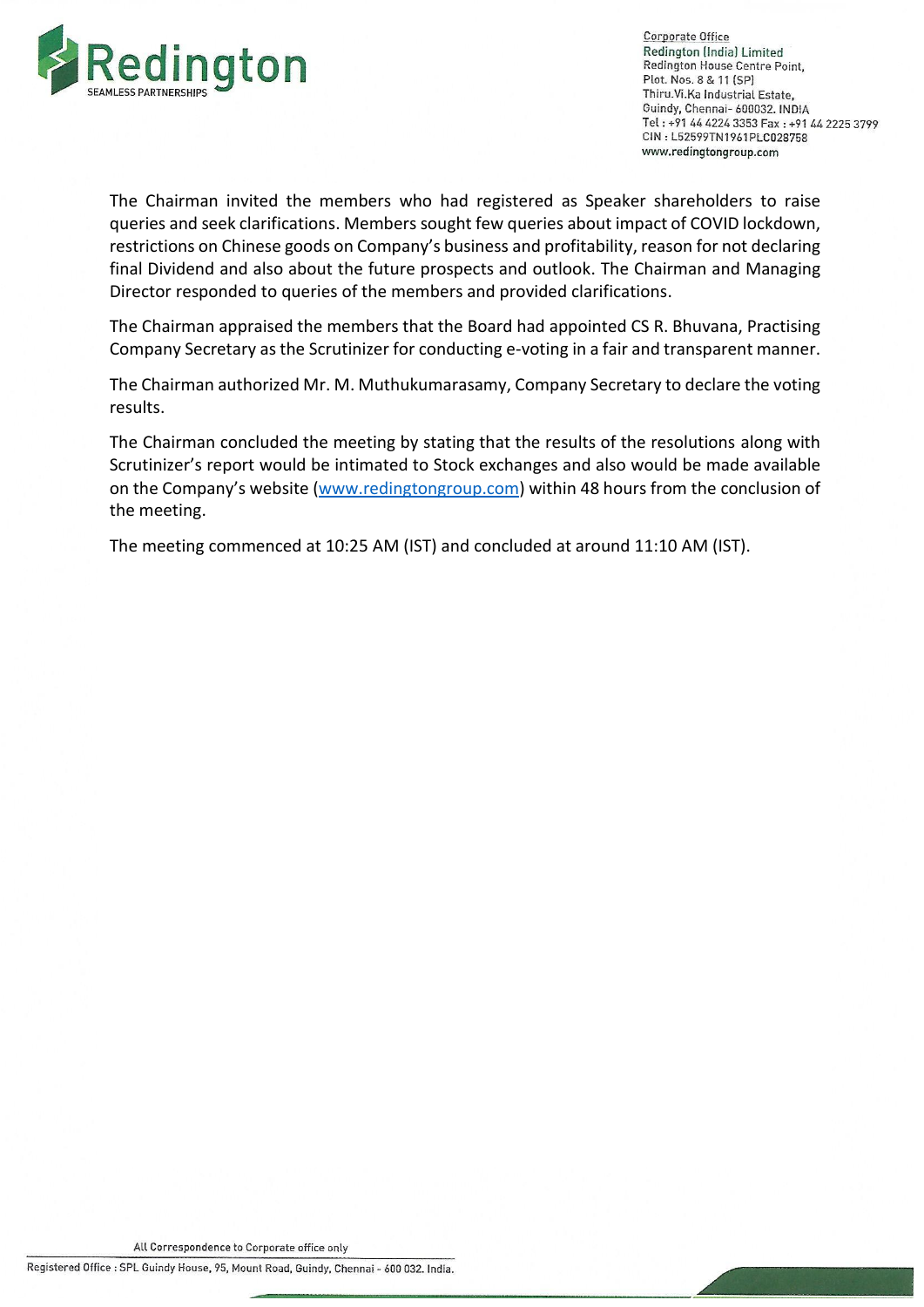The Chairman invited the members who had registered as Speaker shareholders to raise queries and seek clarifications. Members sought few queries about impact of COVID lockdown, restrictions on Chinese goods on Company's business and profitability, reason for not declaring final Dividend and also about the future prospects and outlook. The Chairman and Managing Director responded to queries of the members and provided clarifications.

The Chairman appraised the members that the Board had appointed CS R. Bhuvana, Practising Company Secretary as the Scrutinizer for conducting e-voting in a fair and transparent manner.

The Chairman authorized Mr. M. Muthukumarasamy, Company Secretary to declare the voting results.

The Chairman concluded the meeting by stating that the results of the resolutions along with Scrutinizer's report would be intimated to Stock exchanges and also would be made available on the Company's website (www.redingtongroup.com) within 48 hours from the conclusion of the meeting.

The meeting commenced at 10:25 AM (IST) and concluded at around 11:10 AM (IST).